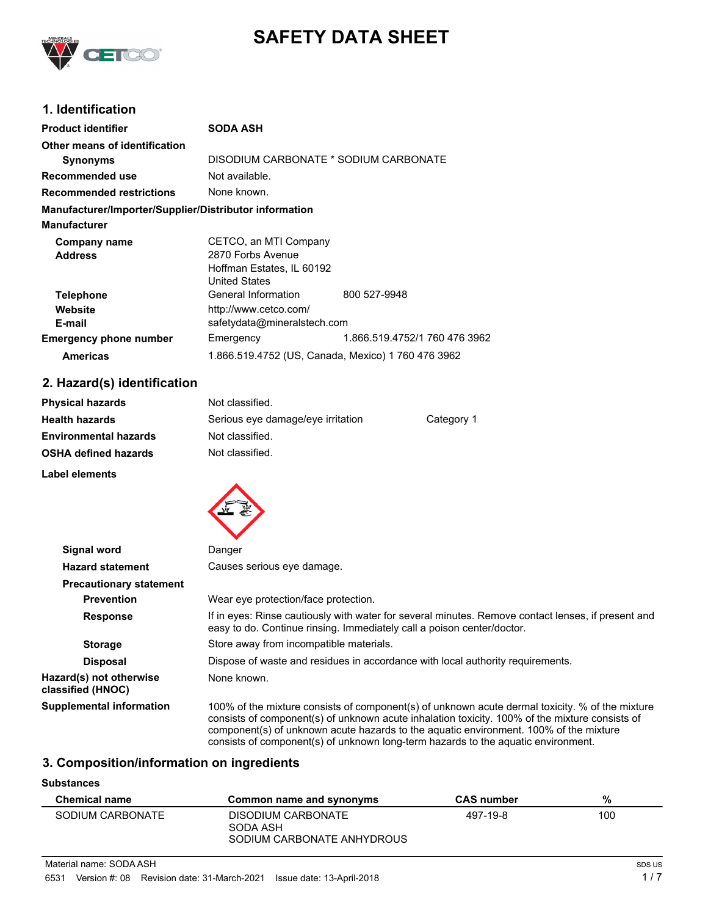# SAFETY DATA SHEET

## 1. Identification

**Product identifier** SODA ASH

**Other means of identification**

**Synonyms** DISODIUM CARBONATE * SODIUM CARBONATE

**Recommended use** Not available.

**Recommended restrictions** None known.

**Manufacturer/Importer/Supplier/Distributor information**

**Manufacturer**

**Company name** CETCO, an MTI Company

**Address** 2870 Forbs Avenue
Hoffman Estates, IL 60192
United States

**Telephone** General Information 800 527-9948

**Website** http://www.cetco.com/

**E-mail** safetydata@mineralstech.com

**Emergency phone number** Emergency 1.866.519.4752/1 760 476 3962

**Americas** 1.866.519.4752 (US, Canada, Mexico) 1 760 476 3962

## 2. Hazard(s) identification

**Physical hazards** Not classified.

**Health hazards** Serious eye damage/eye irritation Category 1

**Environmental hazards** Not classified.

**OSHA defined hazards** Not classified.

**Label elements**

**Signal word** Danger

**Hazard statement** Causes serious eye damage.

**Precautionary statement**

**Prevention** Wear eye protection/face protection.

**Response** If in eyes: Rinse cautiously with water for several minutes. Remove contact lenses, if present and easy to do. Continue rinsing. Immediately call a poison center/doctor.

**Storage** Store away from incompatible materials.

**Disposal** Dispose of waste and residues in accordance with local authority requirements.

**Hazard(s) not otherwise classified (HNOC)** None known.

**Supplemental information** 100% of the mixture consists of component(s) of unknown acute dermal toxicity. % of the mixture consists of component(s) of unknown acute inhalation toxicity. 100% of the mixture consists of component(s) of unknown acute hazards to the aquatic environment. 100% of the mixture consists of component(s) of unknown long-term hazards to the aquatic environment.

## 3. Composition/information on ingredients

**Substances**

| Chemical name | Common name and synonyms | CAS number | % |
|---|---|---|---|
| SODIUM CARBONATE | DISODIUM CARBONATE<br>SODA ASH<br>SODIUM CARBONATE ANHYDROUS | 497-19-8 | 100 |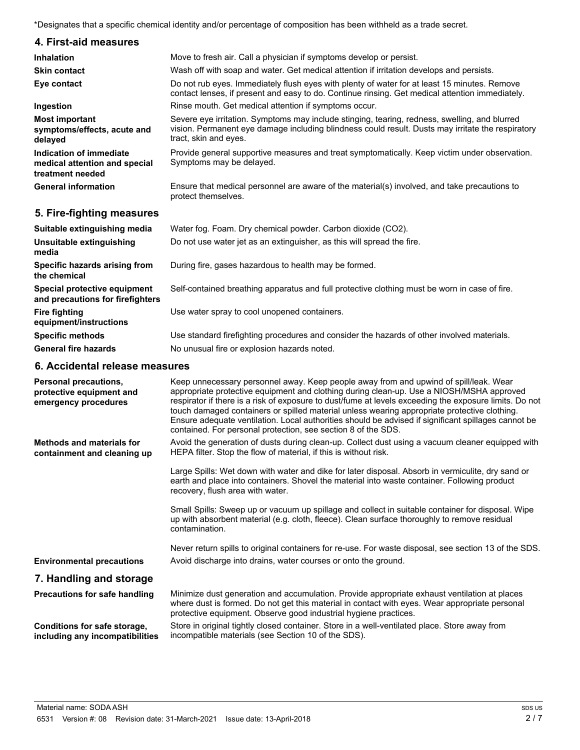*Designates that a specific chemical identity and/or percentage of composition has been withheld as a trade secret.

## 4. First-aid measures

| | |
|---|---|
| **Inhalation** | Move to fresh air. Call a physician if symptoms develop or persist. |
| **Skin contact** | Wash off with soap and water. Get medical attention if irritation develops and persists. |
| **Eye contact** | Do not rub eyes. Immediately flush eyes with plenty of water for at least 15 minutes. Remove contact lenses, if present and easy to do. Continue rinsing. Get medical attention immediately. |
| **Ingestion** | Rinse mouth. Get medical attention if symptoms occur. |
| **Most important symptoms/effects, acute and delayed** | Severe eye irritation. Symptoms may include stinging, tearing, redness, swelling, and blurred vision. Permanent eye damage including blindness could result. Dusts may irritate the respiratory tract, skin and eyes. |
| **Indication of immediate medical attention and special treatment needed** | Provide general supportive measures and treat symptomatically. Keep victim under observation. Symptoms may be delayed. |
| **General information** | Ensure that medical personnel are aware of the material(s) involved, and take precautions to protect themselves. |

## 5. Fire-fighting measures

| | |
|---|---|
| **Suitable extinguishing media** | Water fog. Foam. Dry chemical powder. Carbon dioxide ($CO_2$). |
| **Unsuitable extinguishing media** | Do not use water jet as an extinguisher, as this will spread the fire. |
| **Specific hazards arising from the chemical** | During fire, gases hazardous to health may be formed. |
| **Special protective equipment and precautions for firefighters** | Self-contained breathing apparatus and full protective clothing must be worn in case of fire. |
| **Fire fighting equipment/instructions** | Use water spray to cool unopened containers. |
| **Specific methods** | Use standard firefighting procedures and consider the hazards of other involved materials. |
| **General fire hazards** | No unusual fire or explosion hazards noted. |

## 6. Accidental release measures

**Personal precautions, protective equipment and emergency procedures**

Keep unnecessary personnel away. Keep people away from and upwind of spill/leak. Wear appropriate protective equipment and clothing during clean-up. Use a NIOSH/MSHA approved respirator if there is a risk of exposure to dust/fume at levels exceeding the exposure limits. Do not touch damaged containers or spilled material unless wearing appropriate protective clothing. Ensure adequate ventilation. Local authorities should be advised if significant spillages cannot be contained. For personal protection, see section 8 of the SDS.

**Methods and materials for containment and cleaning up**

Avoid the generation of dusts during clean-up. Collect dust using a vacuum cleaner equipped with HEPA filter. Stop the flow of material, if this is without risk.

Large Spills: Wet down with water and dike for later disposal. Absorb in vermiculite, dry sand or earth and place into containers. Shovel the material into waste container. Following product recovery, flush area with water.

Small Spills: Sweep up or vacuum up spillage and collect in suitable container for disposal. Wipe up with absorbent material (e.g. cloth, fleece). Clean surface thoroughly to remove residual contamination.

Never return spills to original containers for re-use. For waste disposal, see section 13 of the SDS.

**Environmental precautions**

Avoid discharge into drains, water courses or onto the ground.

## 7. Handling and storage

**Precautions for safe handling**

Minimize dust generation and accumulation. Provide appropriate exhaust ventilation at places where dust is formed. Do not get this material in contact with eyes. Wear appropriate personal protective equipment. Observe good industrial hygiene practices.

**Conditions for safe storage, including any incompatibilities**

Store in original tightly closed container. Store in a well-ventilated place. Store away from incompatible materials (see Section 10 of the SDS).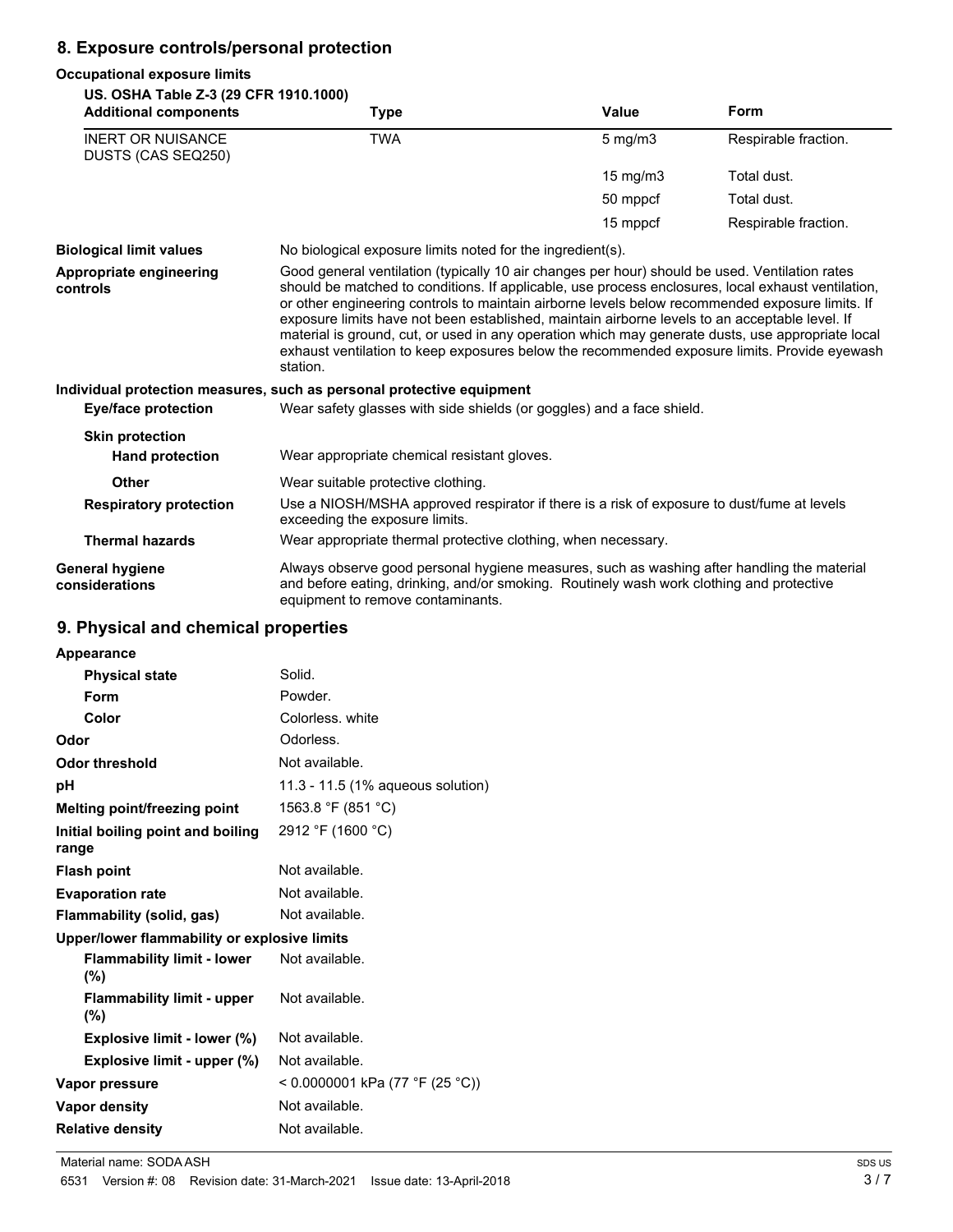## 8. Exposure controls/personal protection

**Occupational exposure limits**

**US. OSHA Table Z-3 (29 CFR 1910.1000)**

| Additional components | Type | Value | Form |
|---|---|---|---|
| INERT OR NUISANCE DUSTS (CAS SEQ250) | TWA | 5 mg/m3 | Respirable fraction. |
| | | 15 mg/m3 | Total dust. |
| | | 50 mppcf | Total dust. |
| | | 15 mppcf | Respirable fraction. |

**Biological limit values** No biological exposure limits noted for the ingredient(s).

**Appropriate engineering controls** Good general ventilation (typically 10 air changes per hour) should be used. Ventilation rates should be matched to conditions. If applicable, use process enclosures, local exhaust ventilation, or other engineering controls to maintain airborne levels below recommended exposure limits. If exposure limits have not been established, maintain airborne levels to an acceptable level. If material is ground, cut, or used in any operation which may generate dusts, use appropriate local exhaust ventilation to keep exposures below the recommended exposure limits. Provide eyewash station.

**Individual protection measures, such as personal protective equipment**

**Eye/face protection** Wear safety glasses with side shields (or goggles) and a face shield.

**Skin protection**

**Hand protection** Wear appropriate chemical resistant gloves.

**Other** Wear suitable protective clothing.

**Respiratory protection** Use a NIOSH/MSHA approved respirator if there is a risk of exposure to dust/fume at levels exceeding the exposure limits.

**Thermal hazards** Wear appropriate thermal protective clothing, when necessary.

**General hygiene considerations** Always observe good personal hygiene measures, such as washing after handling the material and before eating, drinking, and/or smoking. Routinely wash work clothing and protective equipment to remove contaminants.

## 9. Physical and chemical properties

**Appearance**

| | |
|---|---|
| **Physical state** | Solid. |
| **Form** | Powder. |
| **Color** | Colorless. white |
| **Odor** | Odorless. |
| **Odor threshold** | Not available. |
| **pH** | 11.3 - 11.5 (1% aqueous solution) |
| **Melting point/freezing point** | 1563.8 °F (851 °C) |
| **Initial boiling point and boiling range** | 2912 °F (1600 °C) |
| **Flash point** | Not available. |
| **Evaporation rate** | Not available. |
| **Flammability (solid, gas)** | Not available. |

**Upper/lower flammability or explosive limits**

| | |
|---|---|
| **Flammability limit - lower (%)** | Not available. |
| **Flammability limit - upper (%)** | Not available. |
| **Explosive limit - lower (%)** | Not available. |
| **Explosive limit - upper (%)** | Not available. |
| **Vapor pressure** | < 0.0000001 kPa (77 °F (25 °C)) |
| **Vapor density** | Not available. |
| **Relative density** | Not available. |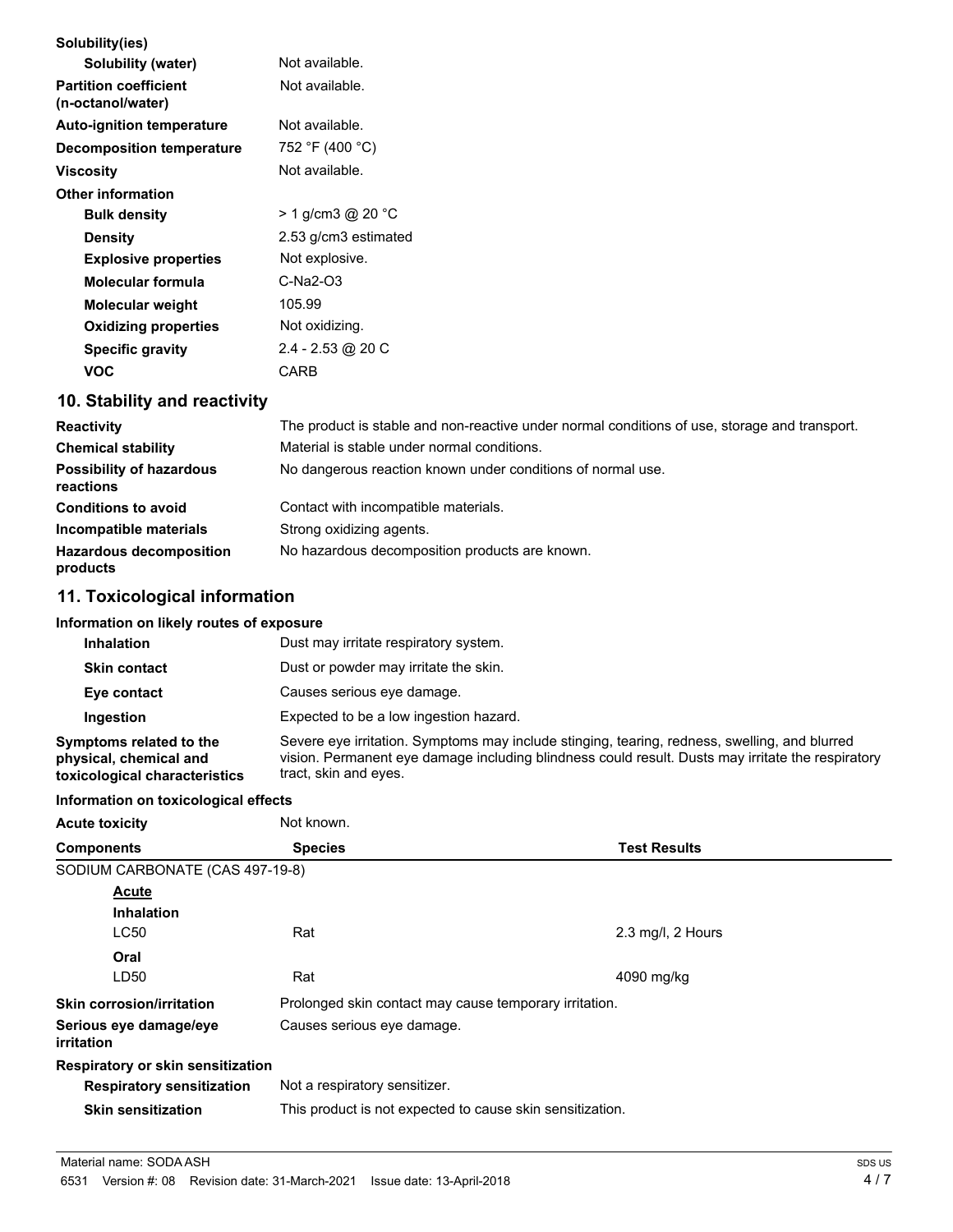| | |
|---|---|
| **Solubility(ies)** | |
| **Solubility (water)** | Not available. |
| **Partition coefficient (n-octanol/water)** | Not available. |
| **Auto-ignition temperature** | Not available. |
| **Decomposition temperature** | 752 °F (400 °C) |
| **Viscosity** | Not available. |
| **Other information** | |
| **Bulk density** | > 1 g/cm3 @ 20 °C |
| **Density** | 2.53 g/cm3 estimated |
| **Explosive properties** | Not explosive. |
| **Molecular formula** | C-Na2-O3 |
| **Molecular weight** | 105.99 |
| **Oxidizing properties** | Not oxidizing. |
| **Specific gravity** | 2.4 - 2.53 @ 20 C |
| **VOC** | CARB |

## 10. Stability and reactivity

| | |
|---|---|
| **Reactivity** | The product is stable and non-reactive under normal conditions of use, storage and transport. |
| **Chemical stability** | Material is stable under normal conditions. |
| **Possibility of hazardous reactions** | No dangerous reaction known under conditions of normal use. |
| **Conditions to avoid** | Contact with incompatible materials. |
| **Incompatible materials** | Strong oxidizing agents. |
| **Hazardous decomposition products** | No hazardous decomposition products are known. |

## 11. Toxicological information

**Information on likely routes of exposure**

| | |
|---|---|
| **Inhalation** | Dust may irritate respiratory system. |
| **Skin contact** | Dust or powder may irritate the skin. |
| **Eye contact** | Causes serious eye damage. |
| **Ingestion** | Expected to be a low ingestion hazard. |
| **Symptoms related to the physical, chemical and toxicological characteristics** | Severe eye irritation. Symptoms may include stinging, tearing, redness, swelling, and blurred vision. Permanent eye damage including blindness could result. Dusts may irritate the respiratory tract, skin and eyes. |

**Information on toxicological effects**

**Acute toxicity** Not known.

| Components | Species | Test Results |
|---|---|---|
| SODIUM CARBONATE (CAS 497-19-8) | | |
| **Acute** | | |
| **Inhalation** | | |
| LC50 | Rat | 2.3 mg/l, 2 Hours |
| **Oral** | | |
| LD50 | Rat | 4090 mg/kg |

| | |
|---|---|
| **Skin corrosion/irritation** | Prolonged skin contact may cause temporary irritation. |
| **Serious eye damage/eye irritation** | Causes serious eye damage. |
| **Respiratory or skin sensitization** | |
| **Respiratory sensitization** | Not a respiratory sensitizer. |
| **Skin sensitization** | This product is not expected to cause skin sensitization. |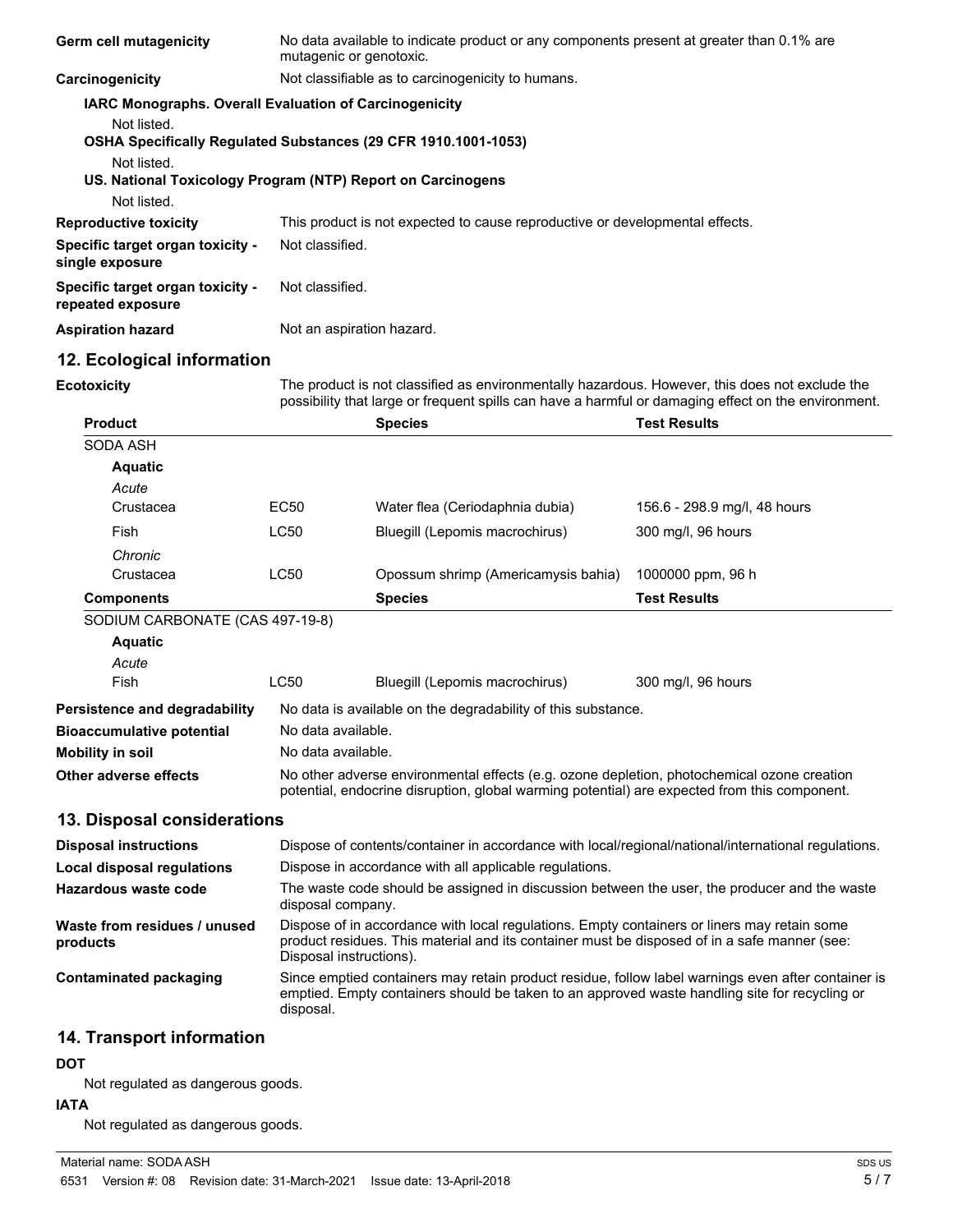**Germ cell mutagenicity** No data available to indicate product or any components present at greater than 0.1% are mutagenic or genotoxic.

**Carcinogenicity** Not classifiable as to carcinogenicity to humans.

**IARC Monographs. Overall Evaluation of Carcinogenicity**

Not listed.

**OSHA Specifically Regulated Substances (29 CFR 1910.1001-1053)**

Not listed.

**US. National Toxicology Program (NTP) Report on Carcinogens**

Not listed.

**Reproductive toxicity** This product is not expected to cause reproductive or developmental effects.

**Specific target organ toxicity - single exposure** Not classified.

**Specific target organ toxicity - repeated exposure** Not classified.

**Aspiration hazard** Not an aspiration hazard.

## 12. Ecological information

**Ecotoxicity** The product is not classified as environmentally hazardous. However, this does not exclude the possibility that large or frequent spills can have a harmful or damaging effect on the environment.

| Product | | Species | Test Results |
|---|---|---|---|
| SODA ASH | | | |
| **Aquatic** | | | |
| *Acute* | | | |
| Crustacea | EC50 | Water flea (Ceriodaphnia dubia) | 156.6 - 298.9 mg/l, 48 hours |
| Fish | LC50 | Bluegill (Lepomis macrochirus) | 300 mg/l, 96 hours |
| *Chronic* | | | |
| Crustacea | LC50 | Opossum shrimp (Americamysis bahia) | 1000000 ppm, 96 h |
| **Components** | | **Species** | **Test Results** |
| SODIUM CARBONATE (CAS 497-19-8) | | | |
| **Aquatic** | | | |
| *Acute* | | | |
| Fish | LC50 | Bluegill (Lepomis macrochirus) | 300 mg/l, 96 hours |

**Persistence and degradability** No data is available on the degradability of this substance.

**Bioaccumulative potential** No data available.

**Mobility in soil** No data available.

**Other adverse effects** No other adverse environmental effects (e.g. ozone depletion, photochemical ozone creation potential, endocrine disruption, global warming potential) are expected from this component.

## 13. Disposal considerations

**Disposal instructions** Dispose of contents/container in accordance with local/regional/national/international regulations.

**Local disposal regulations** Dispose in accordance with all applicable regulations.

**Hazardous waste code** The waste code should be assigned in discussion between the user, the producer and the waste disposal company.

**Waste from residues / unused products** Dispose of in accordance with local regulations. Empty containers or liners may retain some product residues. This material and its container must be disposed of in a safe manner (see: Disposal instructions).

**Contaminated packaging** Since emptied containers may retain product residue, follow label warnings even after container is emptied. Empty containers should be taken to an approved waste handling site for recycling or disposal.

## 14. Transport information

**DOT**

Not regulated as dangerous goods.

**IATA**

Not regulated as dangerous goods.

Material name: SODA ASH

6531 Version #: 08 Revision date: 31-March-2021 Issue date: 13-April-2018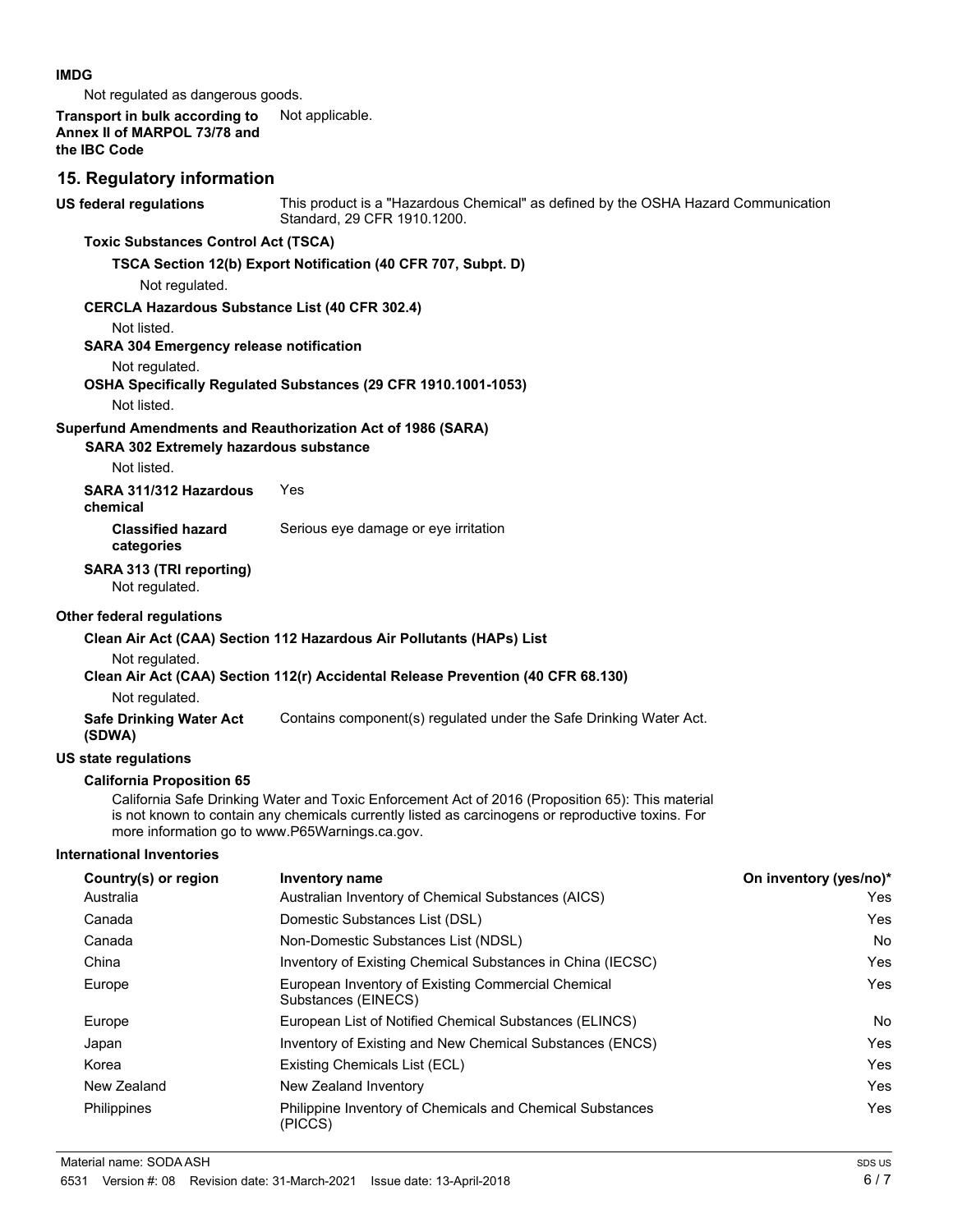**IMDG**

Not regulated as dangerous goods.

**Transport in bulk according to Annex II of MARPOL 73/78 and the IBC Code** Not applicable.

## 15. Regulatory information

**US federal regulations** This product is a "Hazardous Chemical" as defined by the OSHA Hazard Communication Standard, 29 CFR 1910.1200.

**Toxic Substances Control Act (TSCA)**

**TSCA Section 12(b) Export Notification (40 CFR 707, Subpt. D)**

Not regulated.

**CERCLA Hazardous Substance List (40 CFR 302.4)**

Not listed.

**SARA 304 Emergency release notification**

Not regulated.

**OSHA Specifically Regulated Substances (29 CFR 1910.1001-1053)**

Not listed.

**Superfund Amendments and Reauthorization Act of 1986 (SARA)**

**SARA 302 Extremely hazardous substance**

Not listed.

**SARA 311/312 Hazardous chemical** Yes

**Classified hazard categories** Serious eye damage or eye irritation

**SARA 313 (TRI reporting)**

Not regulated.

**Other federal regulations**

**Clean Air Act (CAA) Section 112 Hazardous Air Pollutants (HAPs) List**

Not regulated.

**Clean Air Act (CAA) Section 112(r) Accidental Release Prevention (40 CFR 68.130)**

Not regulated.

**Safe Drinking Water Act (SDWA)** Contains component(s) regulated under the Safe Drinking Water Act.

**US state regulations**

**California Proposition 65**

California Safe Drinking Water and Toxic Enforcement Act of 2016 (Proposition 65): This material is not known to contain any chemicals currently listed as carcinogens or reproductive toxins. For more information go to www.P65Warnings.ca.gov.

**International Inventories**

| Country(s) or region | Inventory name | On inventory (yes/no)* |
|---|---|---|
| Australia | Australian Inventory of Chemical Substances (AICS) | Yes |
| Canada | Domestic Substances List (DSL) | Yes |
| Canada | Non-Domestic Substances List (NDSL) | No |
| China | Inventory of Existing Chemical Substances in China (IECSC) | Yes |
| Europe | European Inventory of Existing Commercial Chemical Substances (EINECS) | Yes |
| Europe | European List of Notified Chemical Substances (ELINCS) | No |
| Japan | Inventory of Existing and New Chemical Substances (ENCS) | Yes |
| Korea | Existing Chemicals List (ECL) | Yes |
| New Zealand | New Zealand Inventory | Yes |
| Philippines | Philippine Inventory of Chemicals and Chemical Substances (PICCS) | Yes |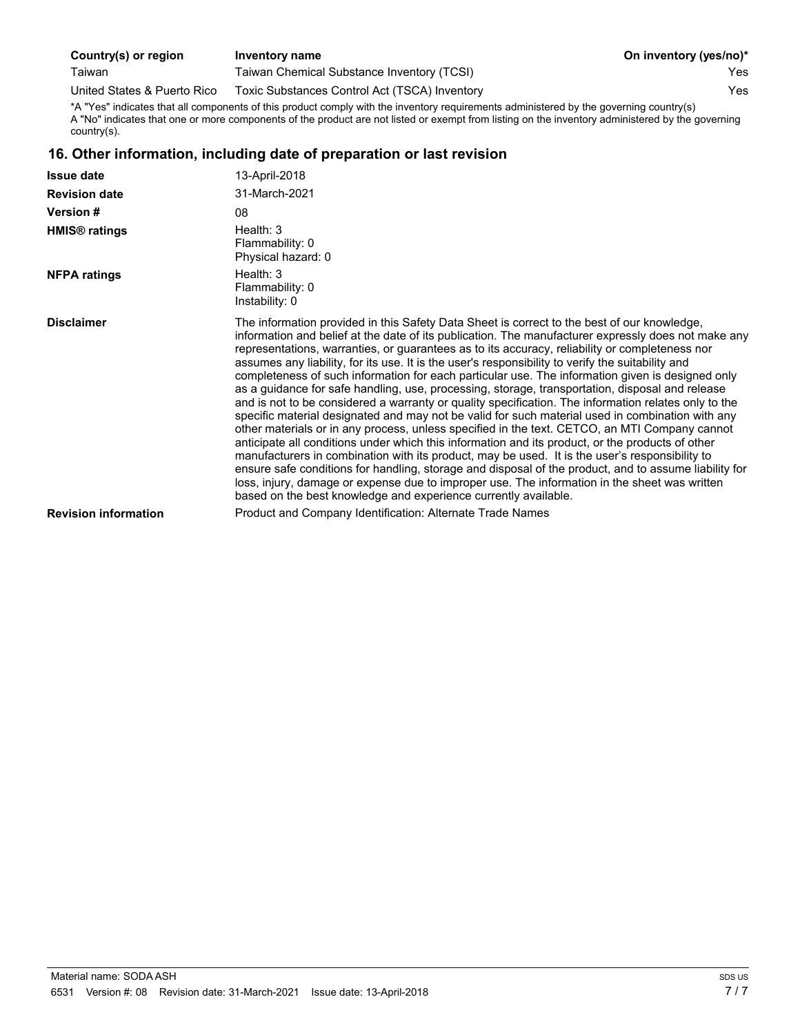| Country(s) or region | Inventory name | On inventory (yes/no)* |
| --- | --- | --- |
| Taiwan | Taiwan Chemical Substance Inventory (TCSI) | Yes |
| United States & Puerto Rico | Toxic Substances Control Act (TSCA) Inventory | Yes |

*A "Yes" indicates that all components of this product comply with the inventory requirements administered by the governing country(s)
A "No" indicates that one or more components of the product are not listed or exempt from listing on the inventory administered by the governing country(s).

## 16. Other information, including date of preparation or last revision

| | |
| --- | --- |
| **Issue date** | 13-April-2018 |
| **Revision date** | 31-March-2021 |
| **Version #** | 08 |
| **HMIS® ratings** | Health: 3<br>Flammability: 0<br>Physical hazard: 0 |
| **NFPA ratings** | Health: 3<br>Flammability: 0<br>Instability: 0 |
| **Disclaimer** | The information provided in this Safety Data Sheet is correct to the best of our knowledge, information and belief at the date of its publication. The manufacturer expressly does not make any representations, warranties, or guarantees as to its accuracy, reliability or completeness nor assumes any liability, for its use. It is the user's responsibility to verify the suitability and completeness of such information for each particular use. The information given is designed only as a guidance for safe handling, use, processing, storage, transportation, disposal and release and is not to be considered a warranty or quality specification. The information relates only to the specific material designated and may not be valid for such material used in combination with any other materials or in any process, unless specified in the text. CETCO, an MTI Company cannot anticipate all conditions under which this information and its product, or the products of other manufacturers in combination with its product, may be used. It is the user's responsibility to ensure safe conditions for handling, storage and disposal of the product, and to assume liability for loss, injury, damage or expense due to improper use. The information in the sheet was written based on the best knowledge and experience currently available. |
| **Revision information** | Product and Company Identification: Alternate Trade Names |